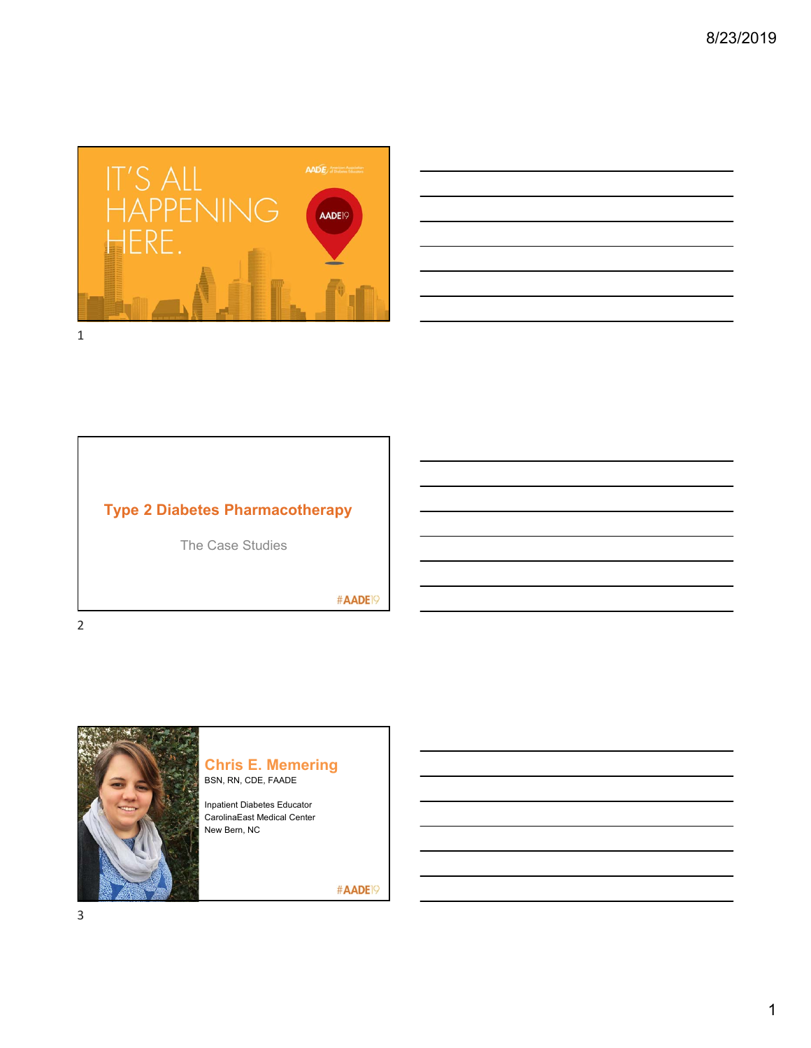IT'S ALL HAPPENING HERE.

AADE19

# Type 2 Diabetes Pharmacotherapy

The Case Studies

#AADE19

## Chris E. Memering

BSN, RN, CDE, FAADE

Inpatient Diabetes Educator
CarolinaEast Medical Center
New Bern, NC

#AADE19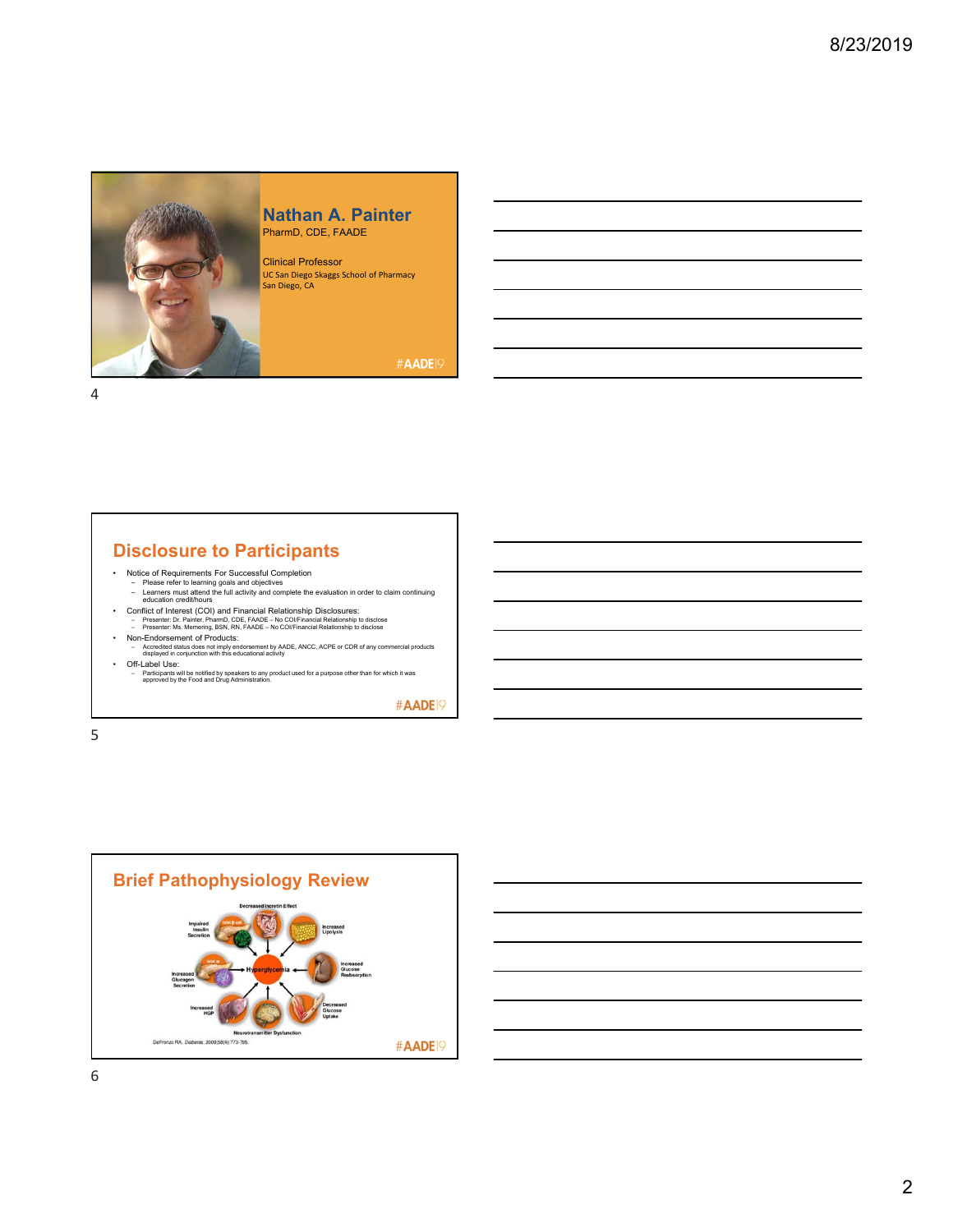## Nathan A. Painter

PharmD, CDE, FAADE

Clinical Professor
UC San Diego Skaggs School of Pharmacy
San Diego, CA

#AADE19

## Disclosure to Participants

- Notice of Requirements For Successful Completion
  - Please refer to learning goals and objectives
  - Learners must attend the full activity and complete the evaluation in order to claim continuing education credit/hours
- Conflict of Interest (COI) and Financial Relationship Disclosures:
  - Presenter: Dr. Painter, PharmD, CDE, FAADE – No COI/Financial Relationship to disclose
  - Presenter: Ms. Memering, BSN, RN, FAADE – No COI/Financial Relationship to disclose
- Non-Endorsement of Products:
  - Accredited status does not imply endorsement by AADE, ANCC, ACPE or CDR of any commercial products displayed in conjunction with this educational activity
- Off-Label Use:
  - Participants will be notified by speakers to any product used for a purpose other than for which it was approved by the Food and Drug Administration.

#AADE19

## Brief Pathophysiology Review

Decreased Incretin Effect

Impaired Insulin Secretion

Increased Lipolysis

Increased Glucagon Secretion

Hyperglycemia

Increased Glucose Reabsorption

Increased HGP

Decreased Glucose Uptake

Neurotransmitter Dysfunction

DeFronzo RA. *Diabetes*. 2009;58(4):773-795.

#AADE19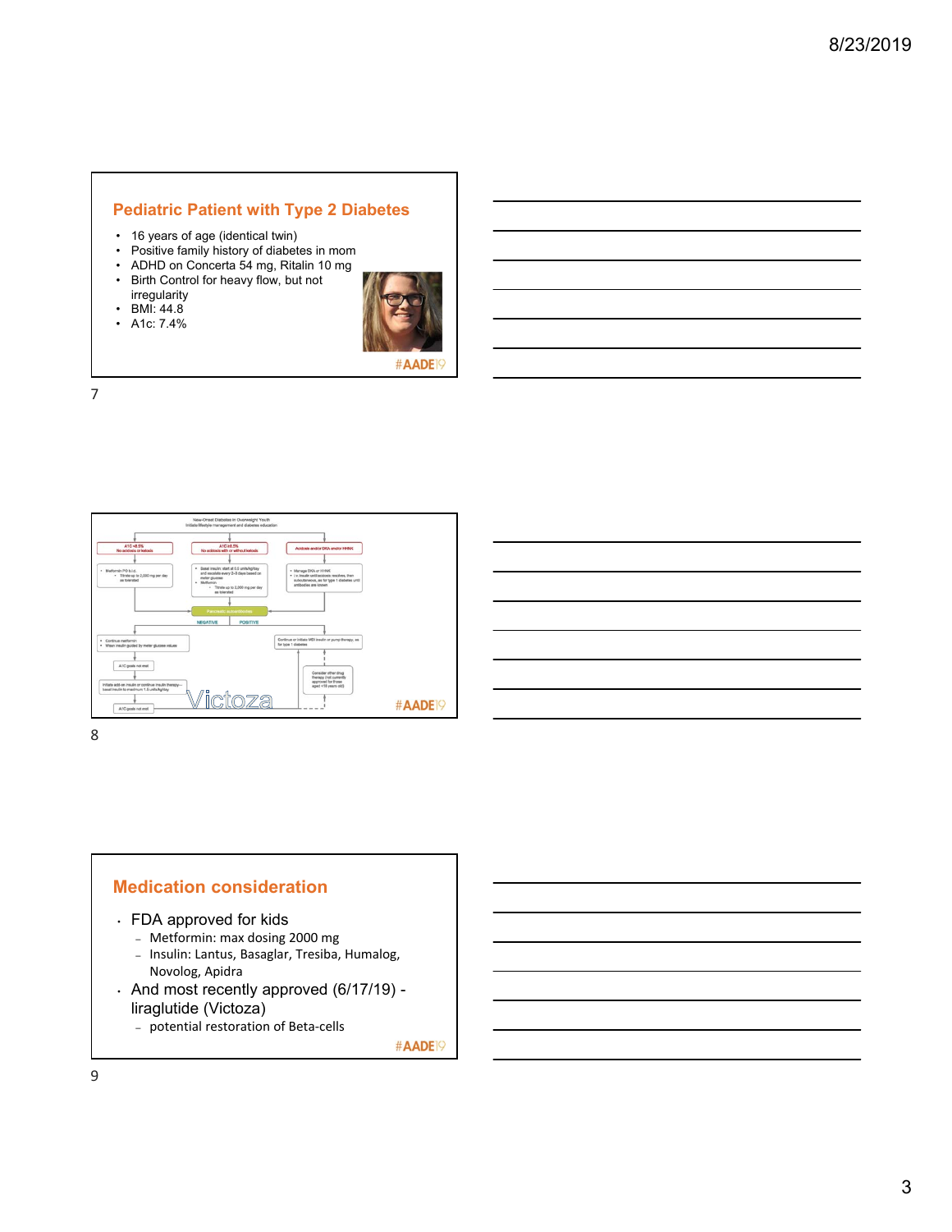## Pediatric Patient with Type 2 Diabetes

- 16 years of age (identical twin)
- Positive family history of diabetes in mom
- ADHD on Concerta 54 mg, Ritalin 10 mg
- Birth Control for heavy flow, but not irregularity
- BMI: 44.8
- A1c: 7.4%

#AADE19

---

New-Onset Diabetes in Overweight Youth
Initiate lifestyle management and diabetes education

| A1C <8.5% No acidosis or ketosis | A1C ≥8.5% No acidosis with or without ketosis | Acidosis and/or DKA and/or HHNK |
| --- | --- | --- |
| Metformin PO b.i.d. Titrate up to 2,000 mg per day as tolerated | Basal insulin: start at 0.5 units/kg/day and escalate every 2–3 days based on meter glucose; Metformin: Titrate up to 2,000 mg per day as tolerated | Manage DKA or HHNK; i.v. insulin until acidosis resolves, then subcutaneous, as for type 1 diabetes until antibodies are known |

Pancreatic autoantibodies

NEGATIVE:
- Continue metformin
- Wean insulin guided by meter glucose values

A1C goals not met

Initiate add-on insulin or continue insulin therapy—basal insulin to maximum 1.5 units/kg/day

A1C goals not met

POSITIVE:
Continue or initiate MDI insulin or pump therapy, as for type 1 diabetes

Consider other drug therapy (not currently approved for those aged <18 years old)

Victoza

#AADE19

---

## Medication consideration

- FDA approved for kids
  - Metformin: max dosing 2000 mg
  - Insulin: Lantus, Basaglar, Tresiba, Humalog, Novolog, Apidra
- And most recently approved (6/17/19) - liraglutide (Victoza)
  - potential restoration of Beta-cells

#AADE19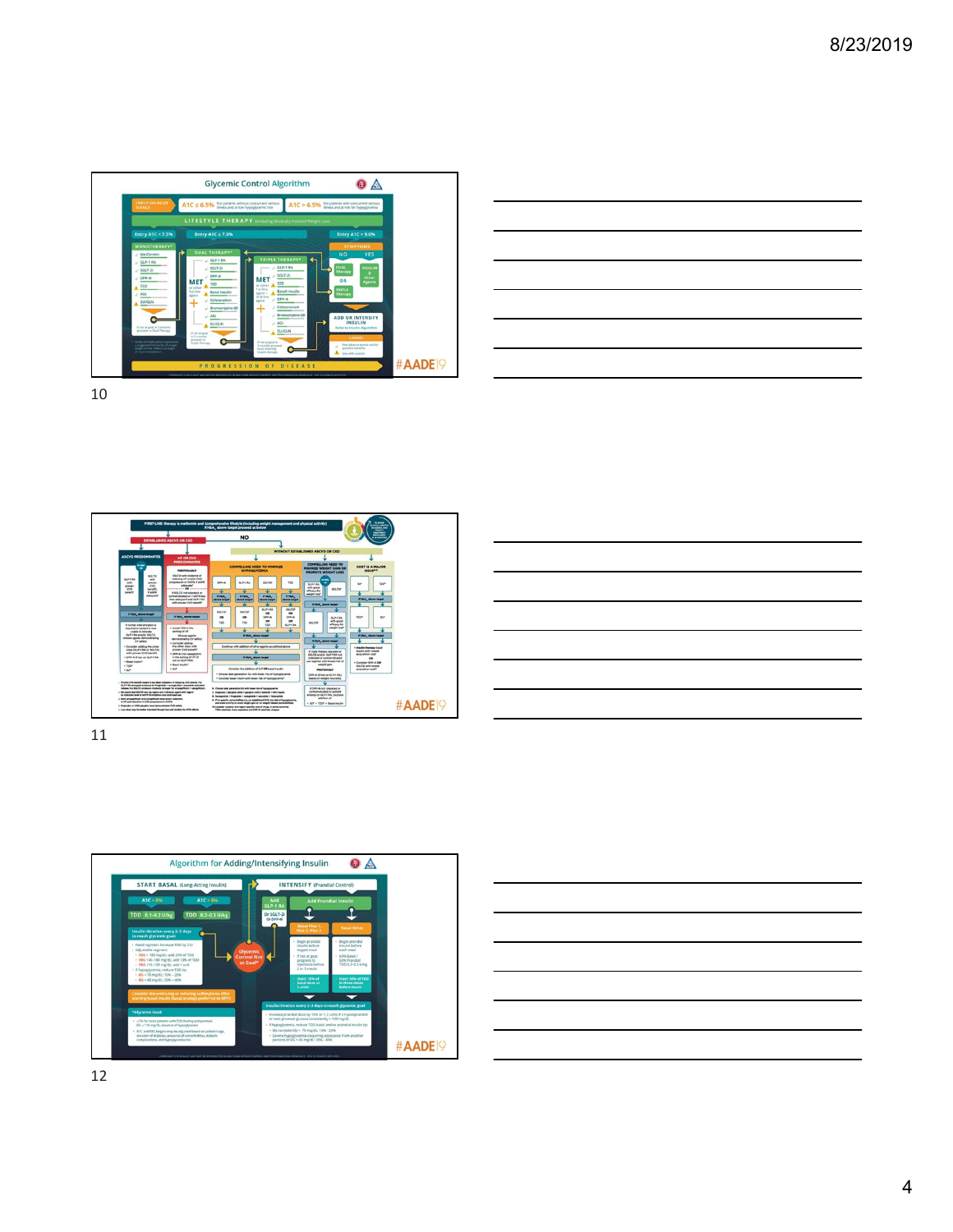## Glycemic Control Algorithm

INDIVIDUALIZE GOALS

A1C ≤ 6.5% For patients without concurrent serious illness and at low hypoglycemic risk

A1C > 6.5% For patients with concurrent serious illness and at risk for hypoglycemia

LIFESTYLE THERAPY (Including Medically Assisted Weight Loss)

Entry A1C < 7.5% | Entry A1C ≥ 7.5% | Entry A1C > 9.0%

MONOTHERAPY: Metformin, GLP-1 RA, SGLT-2i, DPP-4i, TZD, AGi, SU/GLN

DUAL THERAPY: MET or other first-line agent + GLP-1 RA, SGLT-2i, DPP-4i, TZD, Basal insulin, Colesevelam, Bromocriptine QR, AGi, SU/GLN

TRIPLE THERAPY: MET or other first-line agent + second-line agent + GLP-1 RA, SGLT-2i, TZD, Basal insulin, DPP-4i, Colesevelam, Bromocriptine QR, AGi, SU/GLN

SYMPTOMS: NO — DUAL Therapy OR TRIPLE Therapy; YES — INSULIN ± Other Agents

ADD OR INTENSIFY INSULIN

PROGRESSION OF DISEASE

#AADE19

10

## FIRST-LINE therapy is metformin and comprehensive lifestyle (including weight management and physical activity)

If $HbA_{1c}$ above target proceed as below

ESTABLISHED ASCVD OR CKD

WITHOUT ESTABLISHED ASCVD OR CKD

ASCVD PREDOMINATES | HF OR CKD PREDOMINATES | COMPELLING NEED TO MINIMIZE HYPOGLYCEMIA | COMPELLING NEED TO MINIMIZE WEIGHT GAIN OR PROMOTE WEIGHT LOSS | COST IS A MAJOR ISSUE

#AADE19

11

## Algorithm for Adding/Intensifying Insulin

START BASAL (Long-Acting Insulin)

A1C < 8%: TDD 0.1–0.2 U/kg | A1C > 8%: TDD 0.2–0.3 U/kg

Insulin titration every 2–3 days to reach glycemic goal

Glycemic Control Not at Goal*

INTENSIFY (Prandial Control)

Add GLP-1 RA Or SGLT-2i Or DPP-4i

Add Prandial Insulin: Basal Plus 1, Plus 2, Plus 3 | Basal Bolus

Insulin titration every 2–3 days to reach glycemic goal

*Glycemic Goal

#AADE19

12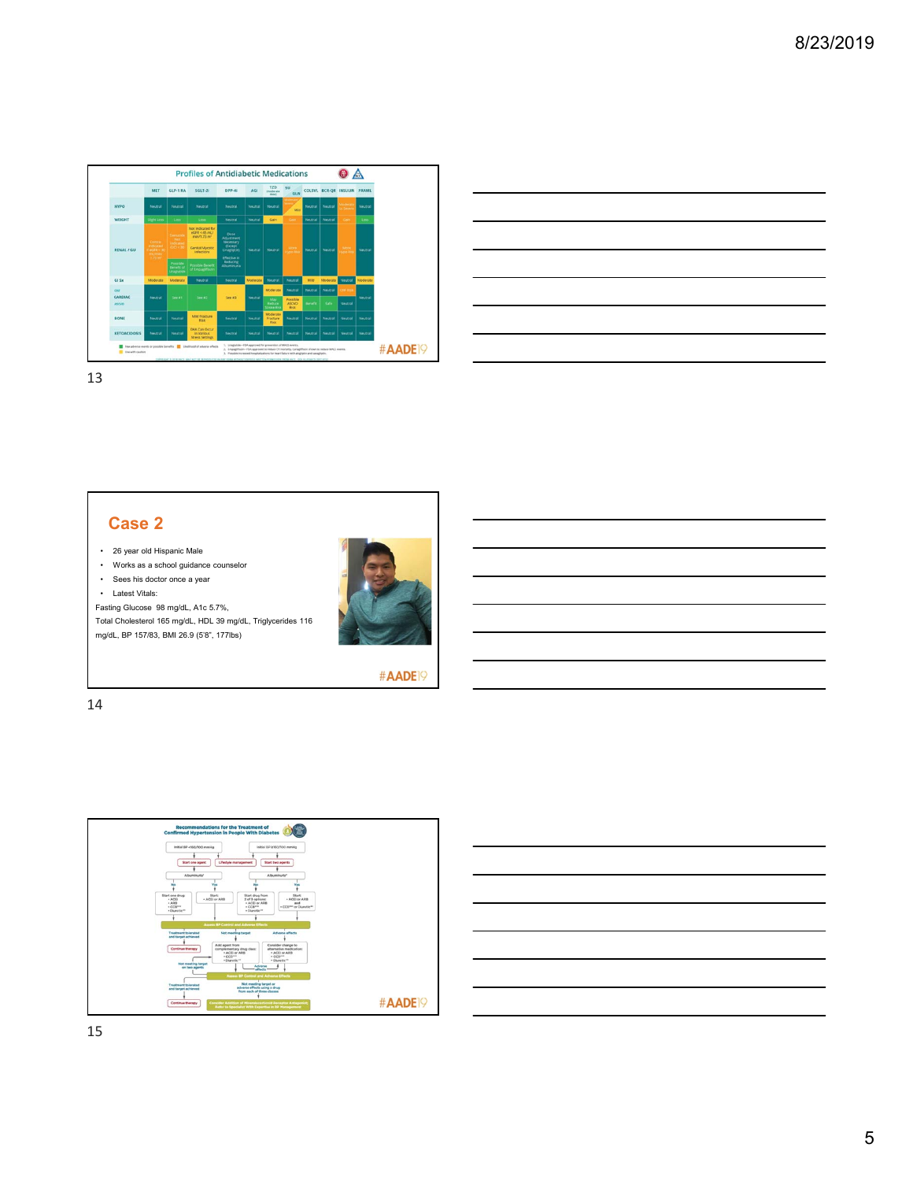## Profiles of Antidiabetic Medications

| | MET | GLP-1 RA | SGLT-2i | DPP-4i | AGi | TZD | SU GLN | COLSVL | BCR-QR | INSULIN | PRAML |
|---|---|---|---|---|---|---|---|---|---|---|---|
| HYPO | Neutral | Neutral | Neutral | Neutral | Neutral | Neutral | | Neutral | Neutral | | Neutral |
| WEIGHT | Slight Loss | Loss | Loss | Neutral | Neutral | Gain | Gain | Neutral | Neutral | Gain | Loss |
| RENAL / GU | | | Not indicated for eGFR <45 mL/min/1.73 m² · Genital Mycotic Infections · Possible Benefit of Empagliflozin | Dose Adjustment Necessary (Except Linagliptin) · Effective in Reducing Albuminuria | Neutral | Neutral | | Neutral | Neutral | | Neutral |
| GI Sx | Moderate | Moderate | Neutral | Neutral | Moderate | Neutral | Neutral | Mild | Moderate | Neutral | Moderate |
| CARDIAC | Neutral | See #1 | See #2 | See #3 | Neutral | Moderate | Neutral | Neutral | Neutral | | Neutral |
| BONE | Neutral | Neutral | Mild Fracture Risk | Neutral | Neutral | Moderate Fracture Risk | Neutral | Neutral | Neutral | Neutral | Neutral |
| KETOACIDOSIS | Neutral | Neutral | DKA Can Occur in Various Stress Settings | Neutral | Neutral | Neutral | Neutral | Neutral | Neutral | Neutral | Neutral |

#AADE19

## Case 2

- 26 year old Hispanic Male
- Works as a school guidance counselor
- Sees his doctor once a year
- Latest Vitals:

Fasting Glucose 98 mg/dL, A1c 5.7%,
Total Cholesterol 165 mg/dL, HDL 39 mg/dL, Triglycerides 116 mg/dL, BP 157/83, BMI 26.9 (5'8", 177lbs)

#AADE19

## Recommendations for the Treatment of Confirmed Hypertension in People With Diabetes

#AADE19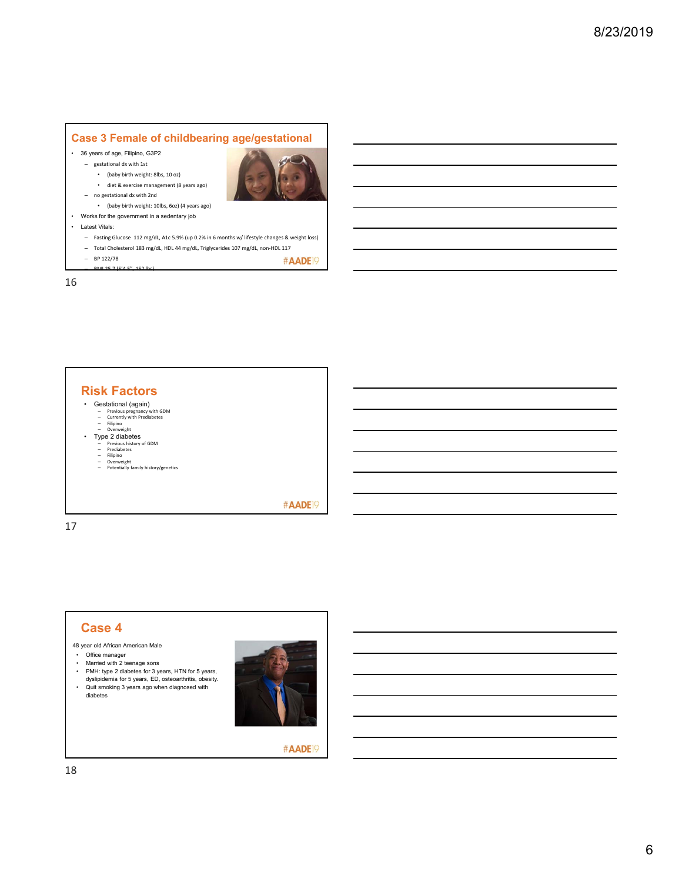## Case 3 Female of childbearing age/gestational

- 36 years of age, Filipino, G3P2
  - gestational dx with 1st
    - (baby birth weight: 8lbs, 10 oz)
    - diet & exercise management (8 years ago)
  - no gestational dx with 2nd
    - (baby birth weight: 10lbs, 6oz) (4 years ago)
- Works for the government in a sedentary job
- Latest Vitals:
  - Fasting Glucose 112 mg/dL, A1c 5.9% (up 0.2% in 6 months w/ lifestyle changes & weight loss)
  - Total Cholesterol 183 mg/dL, HDL 44 mg/dL, Triglycerides 107 mg/dL, non-HDL 117
  - BP 122/78
  - BMI 25.7 (5'4.5", 152 lbs)

#AADE19

## Risk Factors

- Gestational (again)
  - Previous pregnancy with GDM
  - Currently with Prediabetes
  - Filipino
  - Overweight
- Type 2 diabetes
  - Previous history of GDM
  - Prediabetes
  - Filipino
  - Overweight
  - Potentially family history/genetics

#AADE19

## Case 4

48 year old African American Male

- Office manager
- Married with 2 teenage sons
- PMH: type 2 diabetes for 3 years, HTN for 5 years, dyslipidemia for 5 years, ED, osteoarthritis, obesity.
- Quit smoking 3 years ago when diagnosed with diabetes

#AADE19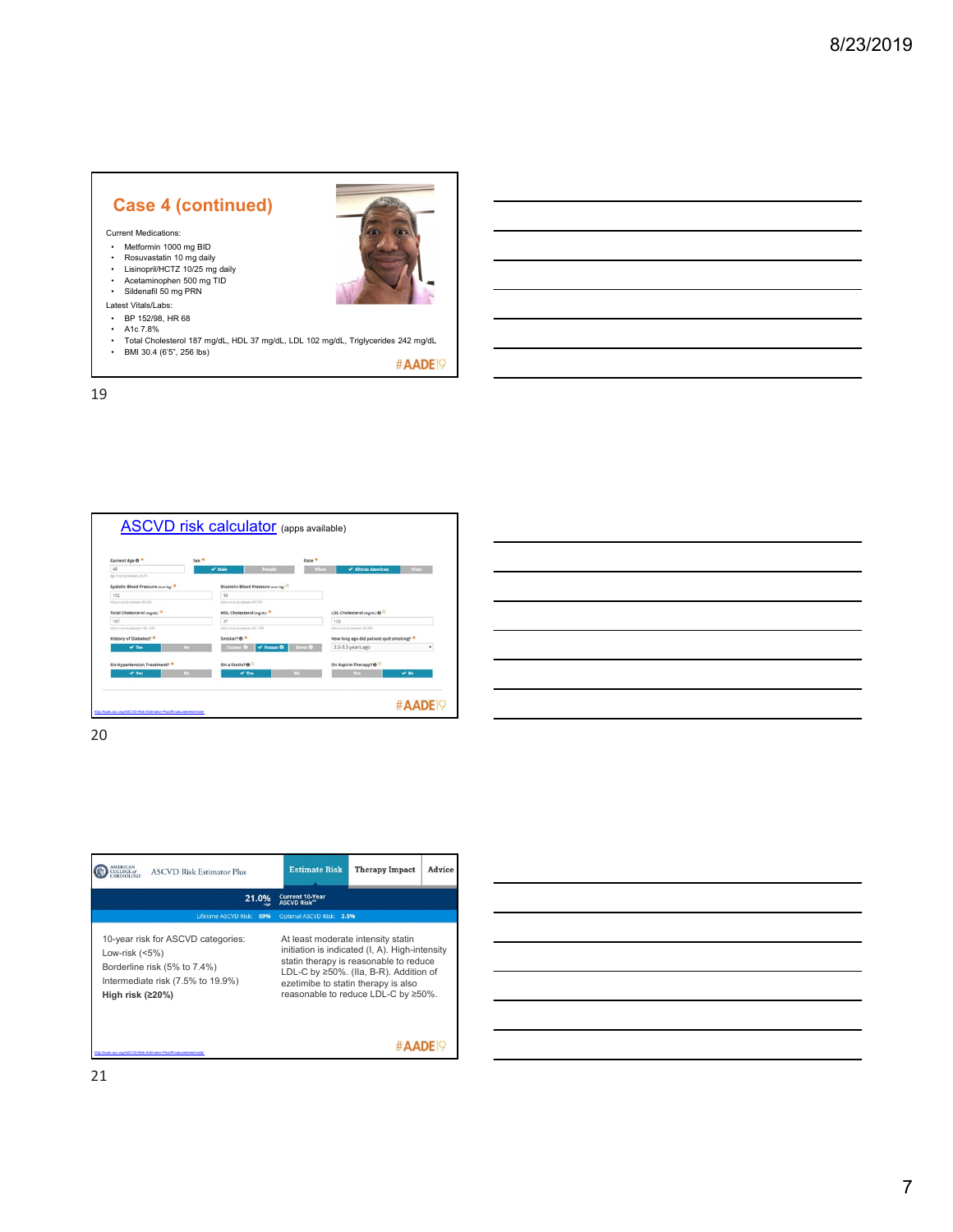## Case 4 (continued)

Current Medications:

- Metformin 1000 mg BID
- Rosuvastatin 10 mg daily
- Lisinopril/HCTZ 10/25 mg daily
- Acetaminophen 500 mg TID
- Sildenafil 50 mg PRN

Latest Vitals/Labs:

- BP 152/98, HR 68
- A1c 7.8%
- Total Cholesterol 187 mg/dL, HDL 37 mg/dL, LDL 102 mg/dL, Triglycerides 242 mg/dL
- BMI 30.4 (6'5", 256 lbs)

#AADE19

---

## ASCVD risk calculator (apps available)

Current Age: 48 | Sex: Male | Race: African American

Systolic Blood Pressure (mm Hg): 152 | Diastolic Blood Pressure (mm Hg): 98

Total Cholesterol (mg/dL): 187 | HDL Cholesterol (mg/dL): 37 | LDL Cholesterol (mg/dL): 102

History of Diabetes? Yes | Smoker? Former | How long ago did patient quit smoking? 2.5-3.5 years ago

On Hypertension Treatment? Yes | On a Statin? Yes | On Aspirin Therapy? No

http://tools.acc.org/ASCVD-Risk-Estimator-Plus/#!/calculate/estimate/

#AADE19

---

AMERICAN COLLEGE of CARDIOLOGY — ASCVD Risk Estimator Plus | Estimate Risk | Therapy Impact | Advice

21.0% — Current 10-Year ASCVD Risk**

Lifetime ASCVD Risk: 69% | Optimal ASCVD Risk: 3.5%

10-year risk for ASCVD categories:

Low-risk (<5%)

Borderline risk (5% to 7.4%)

Intermediate risk (7.5% to 19.9%)

**High risk (≥20%)**

At least moderate intensity statin initiation is indicated (I, A). High-intensity statin therapy is reasonable to reduce LDL-C by ≥50%. (IIa, B-R). Addition of ezetimibe to statin therapy is also reasonable to reduce LDL-C by ≥50%.

http://tools.acc.org/ASCVD-Risk-Estimator-Plus/#!/calculate/estimate/

#AADE19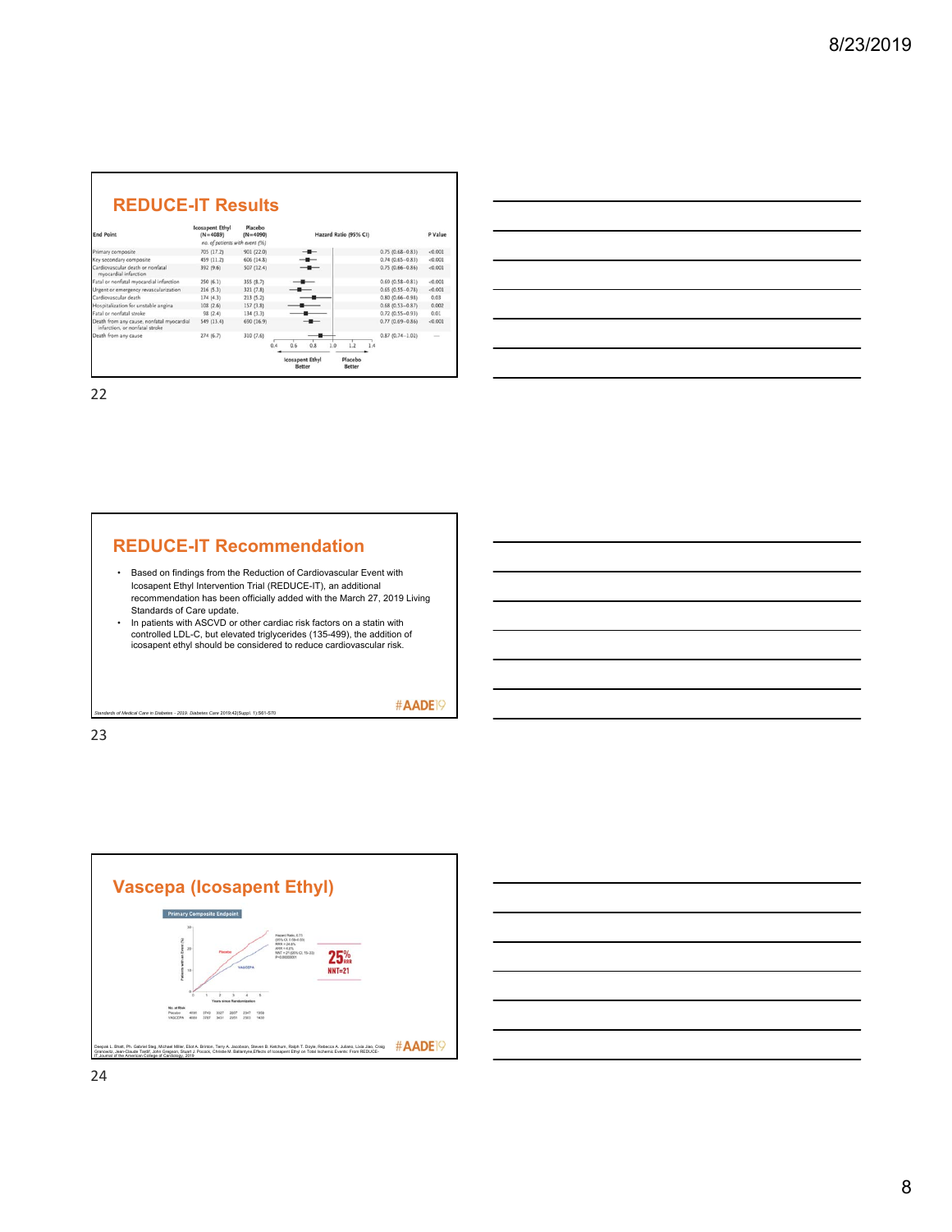## REDUCE-IT Results

| End Point | Icosapent Ethyl (N=4089) | Placebo (N=4090) | Hazard Ratio (95% CI) | P Value |
|---|---|---|---|---|
| | *no. of patients with event (%)* | | | |
| Primary composite | 705 (17.2) | 901 (22.0) | 0.75 (0.68–0.83) | <0.001 |
| Key secondary composite | 459 (11.2) | 606 (14.8) | 0.74 (0.65–0.83) | <0.001 |
| Cardiovascular death or nonfatal myocardial infarction | 392 (9.6) | 507 (12.4) | 0.75 (0.66–0.86) | <0.001 |
| Fatal or nonfatal myocardial infarction | 250 (6.1) | 355 (8.7) | 0.69 (0.58–0.81) | <0.001 |
| Urgent or emergency revascularization | 216 (5.3) | 321 (7.8) | 0.65 (0.55–0.78) | <0.001 |
| Cardiovascular death | 174 (4.3) | 213 (5.2) | 0.80 (0.66–0.98) | 0.03 |
| Hospitalization for unstable angina | 108 (2.6) | 157 (3.8) | 0.68 (0.53–0.87) | 0.002 |
| Fatal or nonfatal stroke | 98 (2.4) | 134 (3.3) | 0.72 (0.55–0.93) | 0.01 |
| Death from any cause, nonfatal myocardial infarction, or nonfatal stroke | 549 (13.4) | 690 (16.9) | 0.77 (0.69–0.86) | <0.001 |
| Death from any cause | 274 (6.7) | 310 (7.6) | 0.87 (0.74–1.02) | — |

Icosapent Ethyl Better ← → Placebo Better

## REDUCE-IT Recommendation

- Based on findings from the Reduction of Cardiovascular Event with Icosapent Ethyl Intervention Trial (REDUCE-IT), an additional recommendation has been officially added with the March 27, 2019 Living Standards of Care update.
- In patients with ASCVD or other cardiac risk factors on a statin with controlled LDL-C, but elevated triglycerides (135-499), the addition of icosapent ethyl should be considered to reduce cardiovascular risk.

*Standards of Medical Care in Diabetes - 2019. Diabetes Care 2019;42(Suppl. 1):S61-S70*

#AADE19

## Vascepa (Icosapent Ethyl)

Primary Composite Endpoint

25% RRR

NNT=21

Deepak L. Bhatt, Ph. Gabriel Steg, Michael Miller, Eliot A. Brinton, Terry A. Jacobson, Steven B. Ketchum, Ralph T. Doyle, Rebecca A. Juliano, Lixia Jiao, Craig Granowitz, Jean-Claude Tardif, John Gregson, Stuart J. Pocock, Christie M. Ballantyne. Effects of Icosapent Ethyl on Total Ischemic Events: From REDUCE-IT. Journal of the American College of Cardiology, 2019

#AADE19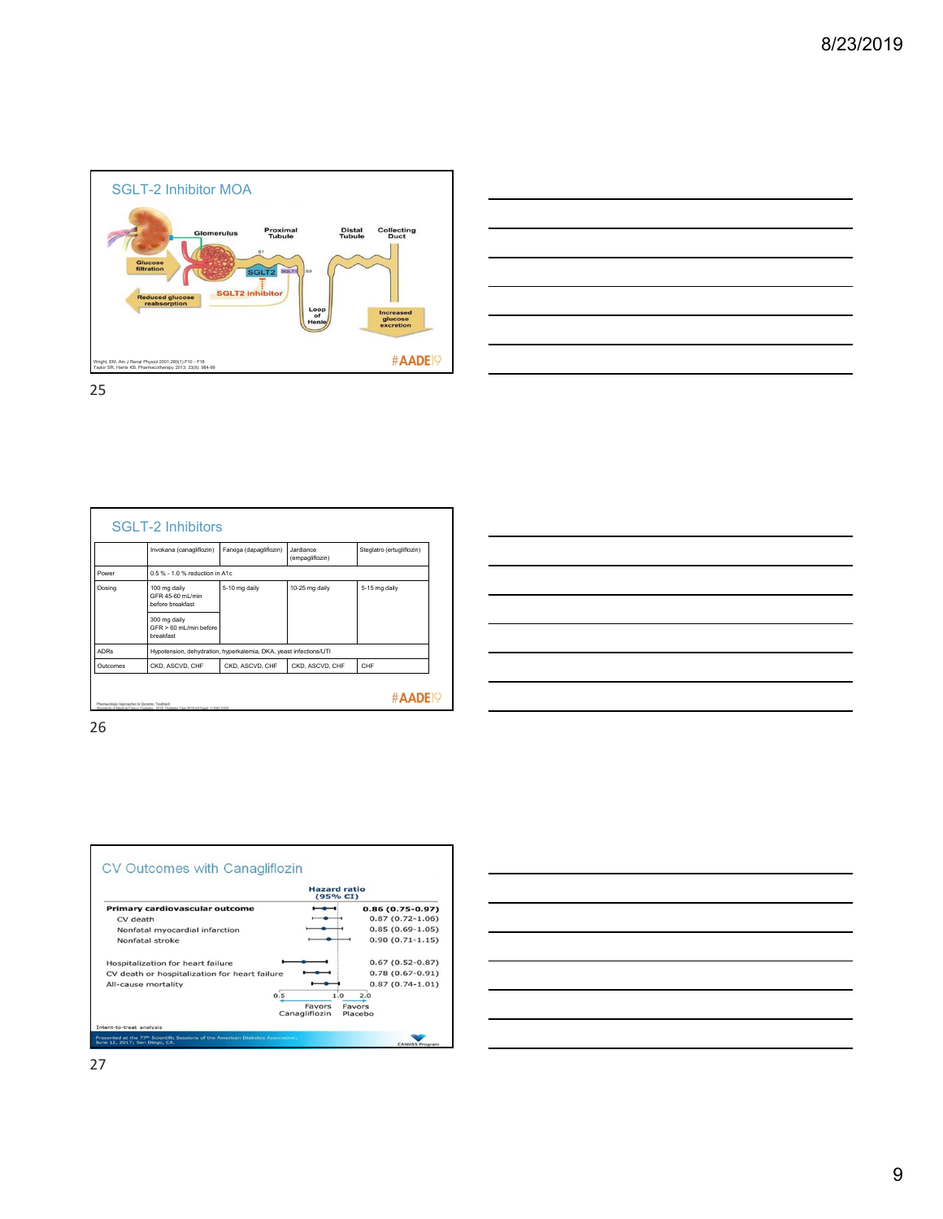## SGLT-2 Inhibitor MOA

Glomerulus | Proximal Tubule | Distal Tubule | Collecting Duct

Glucose filtration

S1 | SGLT2 | SGLT1 | S3

SGLT2 inhibitor

Reduced glucose reabsorption

Loop of Henle

Increased glucose excretion

Wright, EM. Am J Renal Physiol 2001;280(1):F10 - F18
Taylor SR, Harris KB. Pharmacotherapy 2013; 33(9): 984-99

#AADE19

## SGLT-2 Inhibitors

| | Invokana (canagliflozin) | Farxiga (dapagliflozin) | Jardiance (empagliflozin) | Steglatro (ertugliflozin) |
|---|---|---|---|---|
| Power | 0.5 % - 1.0 % reduction in A1c | | | |
| Dosing | 100 mg daily GFR 45-60 mL/min before breakfast<br><br>300 mg daily GFR > 60 mL/min before breakfast | 5-10 mg daily | 10-25 mg daily | 5-15 mg daily |
| ADRs | Hypotension, dehydration, hyperkalemia, DKA, yeast infections/UTI | | | |
| Outcomes | CKD, ASCVD, CHF | CKD, ASCVD, CHF | CKD, ASCVD, CHF | CHF |

Pharmacologic Approaches to Glycemic Treatment. Standards of Medical Care in Diabetes - 2019. Diabetes Care 2019;42(Suppl. 1):S90-S102

#AADE19

## CV Outcomes with Canagliflozin

| | Hazard ratio (95% CI) |
|---|---|
| **Primary cardiovascular outcome** | **0.86 (0.75-0.97)** |
| CV death | 0.87 (0.72-1.06) |
| Nonfatal myocardial infarction | 0.85 (0.69-1.05) |
| Nonfatal stroke | 0.90 (0.71-1.15) |
| Hospitalization for heart failure | 0.67 (0.52-0.87) |
| CV death or hospitalization for heart failure | 0.78 (0.67-0.91) |
| All-cause mortality | 0.87 (0.74-1.01) |

0.5 | 1.0 | 2.0

Favors Canagliflozin | Favors Placebo

Intent-to-treat analysis

Presented at the 77th Scientific Sessions of the American Diabetes Association, June 12, 2017; San Diego, CA.

CANVAS Program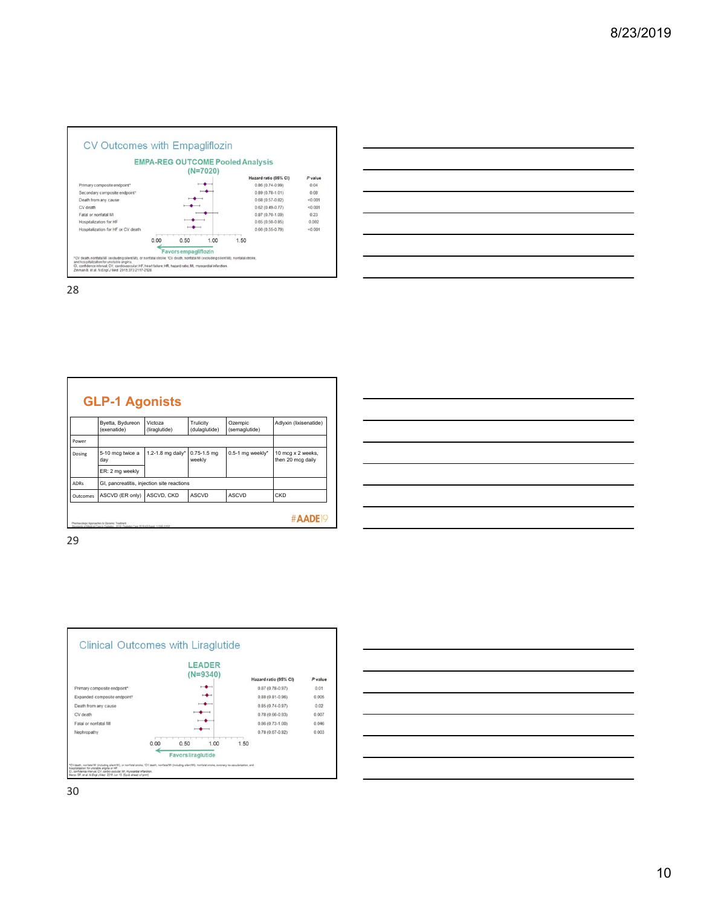## CV Outcomes with Empagliflozin

**EMPA-REG OUTCOME Pooled Analysis (N=7020)**

| | Hazard ratio (95% CI) | P value |
|---|---|---|
| Primary composite endpoint* | 0.86 (0.74-0.99) | 0.04 |
| Secondary composite endpoint† | 0.89 (0.78-1.01) | 0.08 |
| Death from any cause | 0.68 (0.57-0.82) | <0.001 |
| CV death | 0.62 (0.49-0.77) | <0.001 |
| Fatal or nonfatal MI | 0.87 (0.70-1.09) | 0.23 |
| Hospitalization for HF | 0.65 (0.50-0.85) | 0.002 |
| Hospitalization for HF or CV death | 0.66 (0.55-0.79) | <0.001 |

Favors empagliflozin

*CV death, nonfatal MI (excluding silent MI), or nonfatal stroke; †CV death, nonfatal MI (excluding silent MI), nonfatal stroke, and hospitalization for unstable angina.
CI, confidence interval; CV, cardiovascular; HF, heart failure; HR, hazard ratio; MI, myocardial infarction.
Zinman B, et al. N Engl J Med. 2015;373:2117-2128.

## GLP-1 Agonists

| | Byetta, Bydureon (exenatide) | Victoza (liraglutide) | Trulicity (dulaglutide) | Ozempic (semaglutide) | Adlyxin (lixisenatide) |
|---|---|---|---|---|---|
| Power | | | | | |
| Dosing | 5-10 mcg twice a day | 1.2-1.8 mg daily* | 0.75-1.5 mg weekly | 0.5-1 mg weekly* | 10 mcg x 2 weeks, then 20 mcg daily |
| | ER: 2 mg weekly | | | | |
| ADRs | GI, pancreatitis, injection site reactions | | | | |
| Outcomes | ASCVD (ER only) | ASCVD, CKD | ASCVD | ASCVD | CKD |

Pharmacologic Approaches to Glycemic Treatment. Standards of Medical Care in Diabetes - 2019. Diabetes Care 2019;42(Suppl. 1):S90-S102.

#AADE19

## Clinical Outcomes with Liraglutide

**LEADER (N=9340)**

| | Hazard ratio (95% CI) | P value |
|---|---|---|
| Primary composite endpoint* | 0.87 (0.78-0.97) | 0.01 |
| Expanded composite endpoint† | 0.88 (0.81-0.96) | 0.005 |
| Death from any cause | 0.85 (0.74-0.97) | 0.02 |
| CV death | 0.78 (0.66-0.93) | 0.007 |
| Fatal or nonfatal MI | 0.86 (0.73-1.00) | 0.046 |
| Nephropathy | 0.78 (0.67-0.92) | 0.003 |

Favors liraglutide

*CV death, nonfatal MI (including silent MI), or nonfatal stroke; †CV death, nonfatal MI (including silent MI), nonfatal stroke, coronary revascularization, and hospitalization for unstable angina or HF.
CI, confidence interval; CV, cardiovascular; MI, myocardial infarction.
Marso SP, et al. N Engl J Med. 2016 Jun 13. [Epub ahead of print]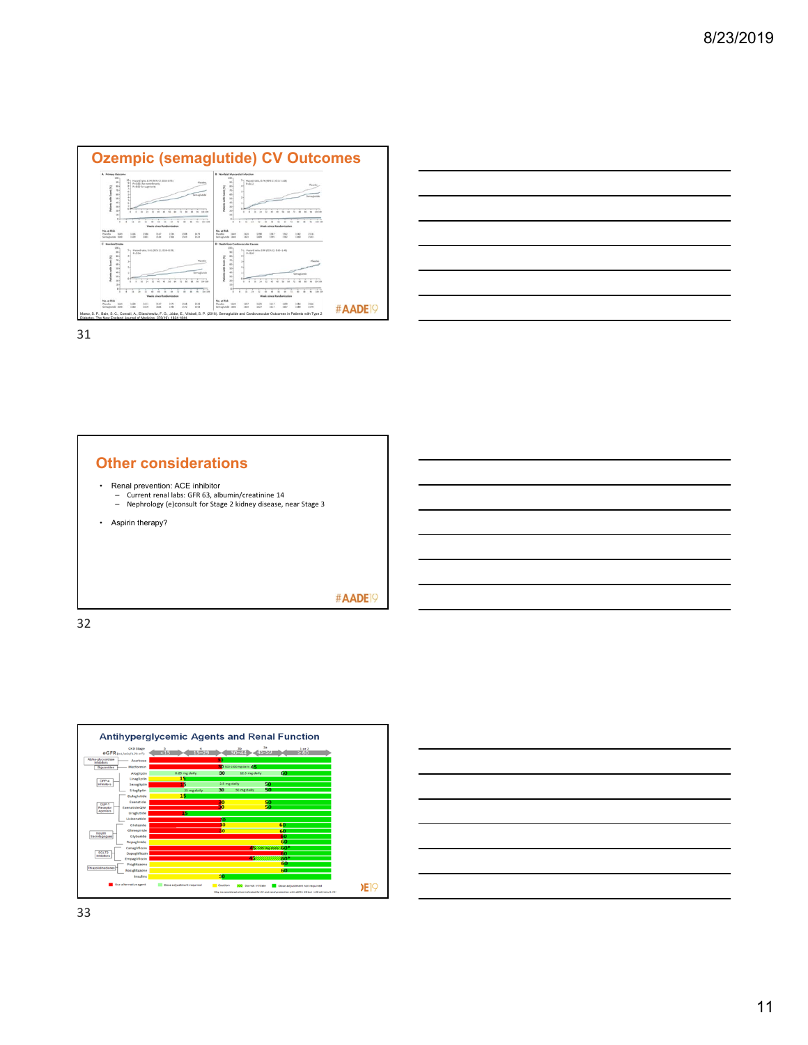## Ozempic (semaglutide) CV Outcomes

Marso, S. P., Bain, S. C., Consoli, A., Eliaschewitz, F. G., Jódar, E., Wilsbøll, S. P. (2016). Semaglutide and Cardiovascular Outcomes in Patients with Type 2 Diabetes. The New England Journal of Medicine, 375(19), 1834-1844.

#AADE19

## Other considerations

- Renal prevention: ACE inhibitor
  - Current renal labs: GFR 63, albumin/creatinine 14
  - Nephrology (e)consult for Stage 2 kidney disease, near Stage 3
- Aspirin therapy?

#AADE19

## Antihyperglycemic Agents and Renal Function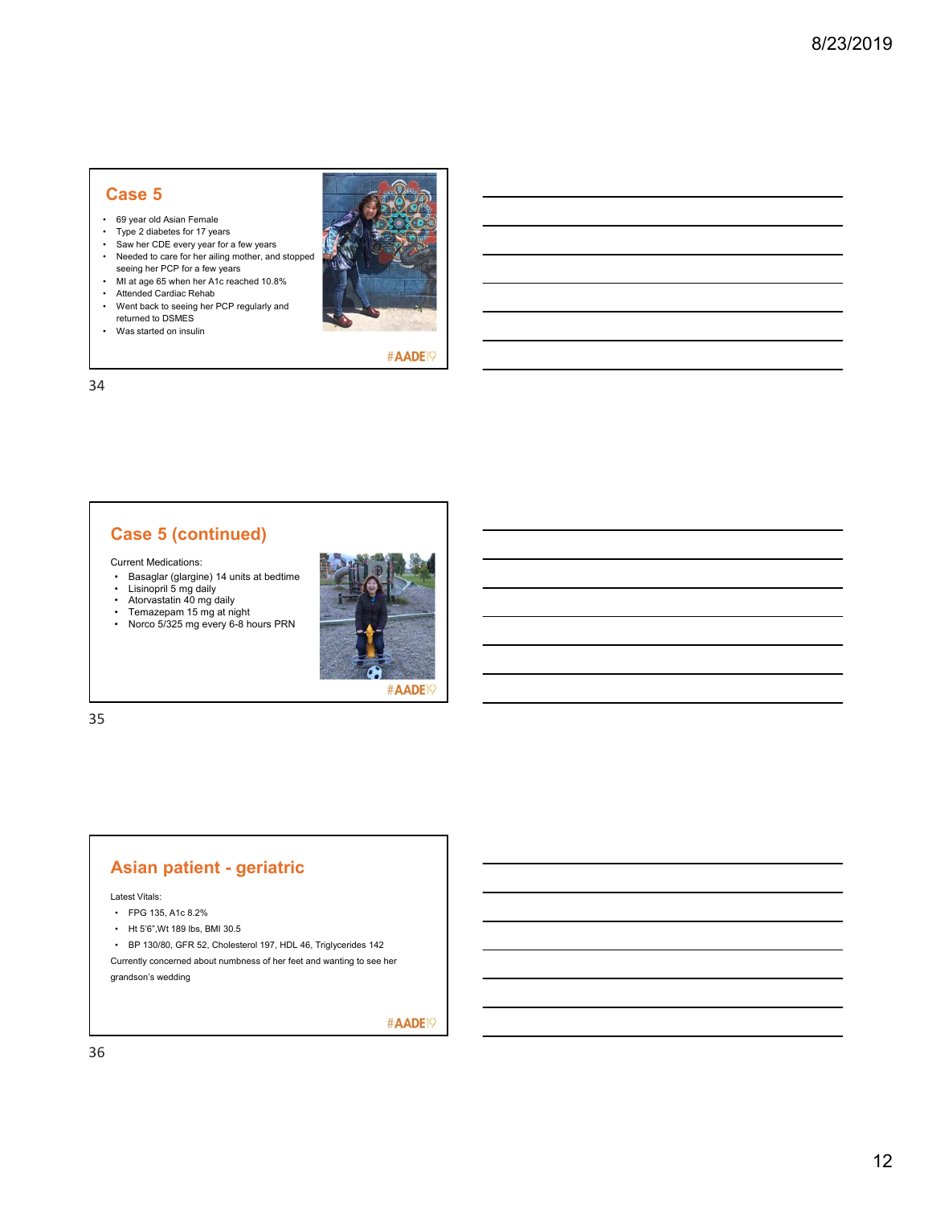## Case 5

- 69 year old Asian Female
- Type 2 diabetes for 17 years
- Saw her CDE every year for a few years
- Needed to care for her ailing mother, and stopped seeing her PCP for a few years
- MI at age 65 when her A1c reached 10.8%
- Attended Cardiac Rehab
- Went back to seeing her PCP regularly and returned to DSMES
- Was started on insulin

#AADE19

## Case 5 (continued)

Current Medications:

- Basaglar (glargine) 14 units at bedtime
- Lisinopril 5 mg daily
- Atorvastatin 40 mg daily
- Temazepam 15 mg at night
- Norco 5/325 mg every 6-8 hours PRN

#AADE19

## Asian patient - geriatric

Latest Vitals:

- FPG 135, A1c 8.2%
- Ht 5'6",Wt 189 lbs, BMI 30.5
- BP 130/80, GFR 52, Cholesterol 197, HDL 46, Triglycerides 142

Currently concerned about numbness of her feet and wanting to see her grandson's wedding

#AADE19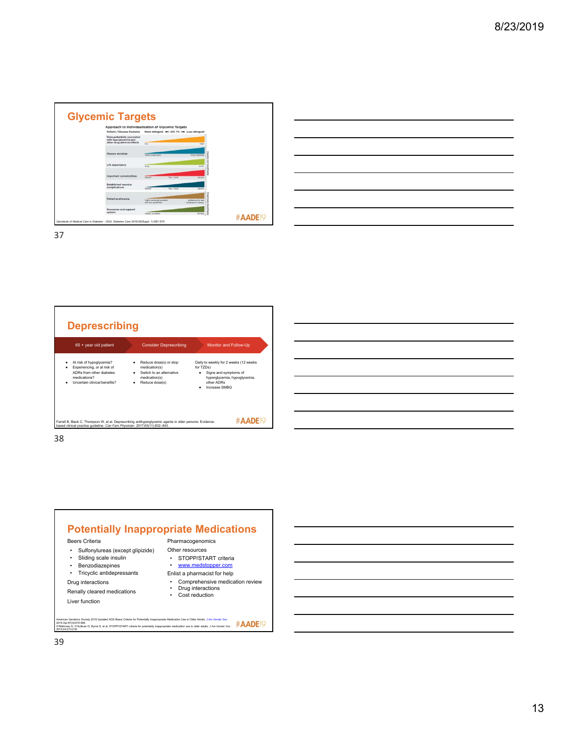## Glycemic Targets

**Approach to Individualization of Glycemic Targets**

| Patient / Disease Features | More stringent ← A1C 7% → Less stringent | |
|---|---|---|
| Risks potentially associated with hypoglycemia and other drug adverse effects | low | high |
| Disease duration | newly diagnosed | long-standing |
| Life expectancy | long | short |
| Important comorbidities | absent — few / mild | severe |
| Established vascular complications | absent — few / mild | severe |
| Patient preference | highly motivated, excellent self-care capabilities | preference for less burdensome therapy |
| Resources and support system | readily available | limited |

Usually not modifiable / Potentially modifiable

*Standards of Medical Care in Diabetes - 2019. Diabetes Care* 2019;42(Suppl. 1):S61-S70

#AADE19

## Deprescribing

| 65 + year old patient | Consider Deprescribing | Monitor and Follow-Up |
|---|---|---|
| • At risk of hypoglycemia?<br>• Experiencing, or at risk of ADRs from other diabetes medications?<br>• Uncertain clinical benefits? | • Reduce dose(s) or stop medication(s)<br>• Switch to an alternative medication(s)<br>• Reduce dose(s) | Daily to weekly for 2 weeks (12 weeks for TZDs)<br>• Signs and symptoms of hyperglycemia, hypoglycemia, other ADRs<br>• Increase SMBG |

Farrell B, Black C, Thompson W, et al. Deprescribing antihyperglycemic agents in older persons: Evidence-based clinical practice guideline. *Can Fam Physician.* 2017;63(11):832–843.

#AADE19

## Potentially Inappropriate Medications

Beers Criteria

- Sulfonylureas (except glipizide)
- Sliding scale insulin
- Benzodiazepines
- Tricyclic antidepressants

Drug interactions

Renally cleared medications

Liver function

Pharmacogenomics

Other resources

- STOPP/START criteria
- www.medstopper.com

Enlist a pharmacist for help

- Comprehensive medication review
- Drug interactions
- Cost reduction

American Geriatrics Society 2019 Updated AGS Beers Criteria for Potentially Inappropriate Medication Use in Older Adults. *J Am Geriatr Soc.* 2019 Apr;67(4):674-694.
O'Mahoney D, O'Sullivan D, Byrne S, et al. STOPP/START criteria for potentially inappropriate medication use in older adults. *J Am Geriatr Soc.* 2015;44:213-218.

#AADE19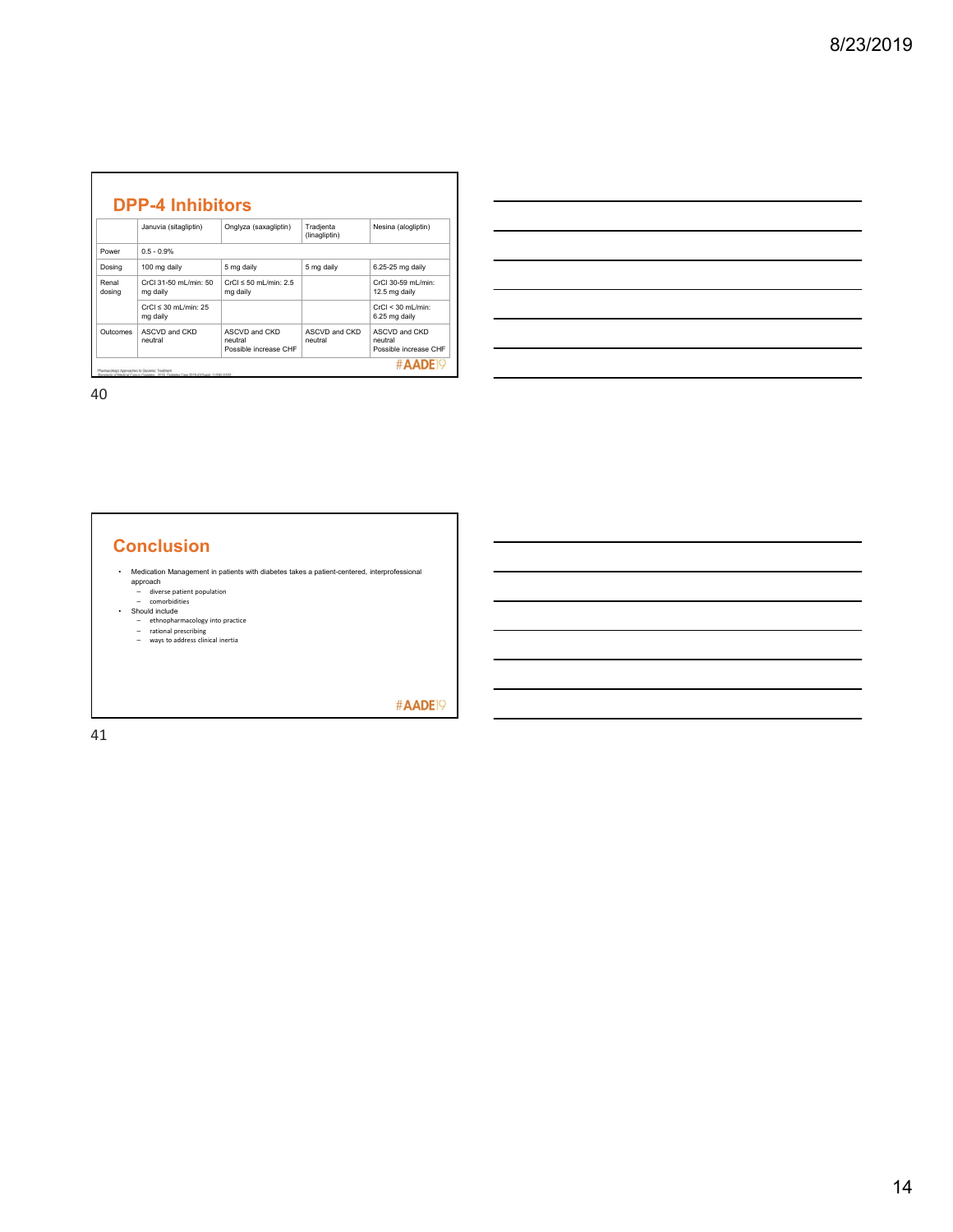## DPP-4 Inhibitors

| | Januvia (sitagliptin) | Onglyza (saxagliptin) | Tradjenta (linagliptin) | Nesina (alogliptin) |
|---|---|---|---|---|
| Power | 0.5 - 0.9% | | | |
| Dosing | 100 mg daily | 5 mg daily | 5 mg daily | 6.25-25 mg daily |
| Renal dosing | CrCl 31-50 mL/min: 50 mg daily | CrCl ≤ 50 mL/min: 2.5 mg daily | | CrCl 30-59 mL/min: 12.5 mg daily |
| | CrCl ≤ 30 mL/min: 25 mg daily | | | CrCl < 30 mL/min: 6.25 mg daily |
| Outcomes | ASCVD and CKD neutral | ASCVD and CKD neutral Possible increase CHF | ASCVD and CKD neutral | ASCVD and CKD neutral Possible increase CHF |

Pharmacologic Approaches to Glycemic Treatment: Standards of Medical Care in Diabetes - 2019. Diabetes Care 2019;42(Suppl. 1):S90-S102

#AADE19

## Conclusion

- Medication Management in patients with diabetes takes a patient-centered, interprofessional approach
  - diverse patient population
  - comorbidities
- Should include
  - ethnopharmacology into practice
  - rational prescribing
  - ways to address clinical inertia

#AADE19